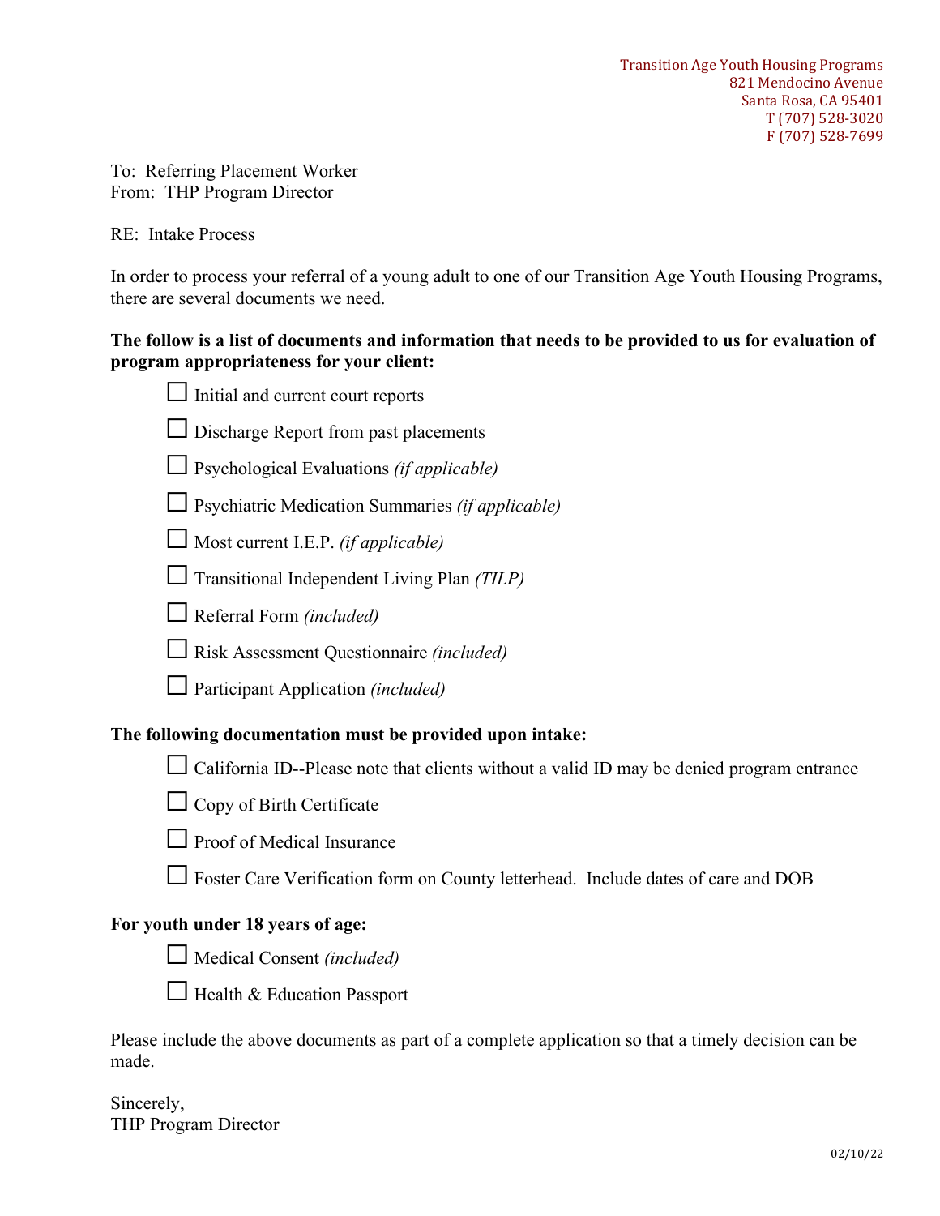Transition Age Youth Housing Programs
821 Mendocino Avenue
Santa Rosa, CA 95401
T (707) 528-3020
F (707) 528-7699

To: Referring Placement Worker
From: THP Program Director

RE: Intake Process

In order to process your referral of a young adult to one of our Transition Age Youth Housing Programs, there are several documents we need.

**The follow is a list of documents and information that needs to be provided to us for evaluation of program appropriateness for your client:**

- ☐ Initial and current court reports
- ☐ Discharge Report from past placements
- ☐ Psychological Evaluations *(if applicable)*
- ☐ Psychiatric Medication Summaries *(if applicable)*
- ☐ Most current I.E.P. *(if applicable)*
- ☐ Transitional Independent Living Plan *(TILP)*
- ☐ Referral Form *(included)*
- ☐ Risk Assessment Questionnaire *(included)*
- ☐ Participant Application *(included)*

**The following documentation must be provided upon intake:**

- ☐ California ID--Please note that clients without a valid ID may be denied program entrance
- ☐ Copy of Birth Certificate
- ☐ Proof of Medical Insurance
- ☐ Foster Care Verification form on County letterhead. Include dates of care and DOB

**For youth under 18 years of age:**

- ☐ Medical Consent *(included)*
- ☐ Health & Education Passport

Please include the above documents as part of a complete application so that a timely decision can be made.

Sincerely,
THP Program Director

02/10/22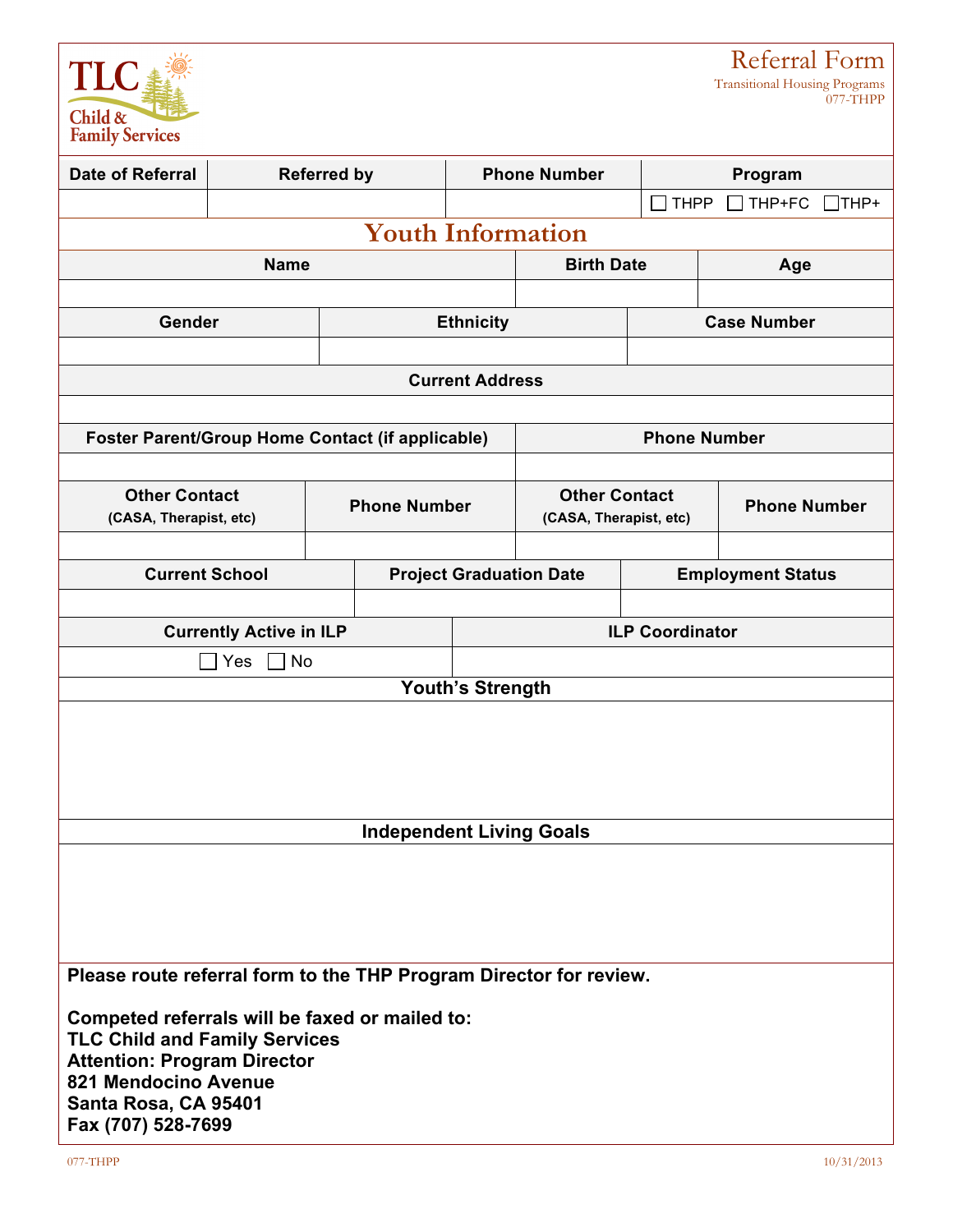TLC Child & Family Services

# Referral Form

Transitional Housing Programs
077-THPP

| Date of Referral | Referred by | Phone Number | Program |
|---|---|---|---|
| | | | ☐ THPP ☐ THP+FC ☐ THP+ |

## Youth Information

| Name | Birth Date | Age |
|---|---|---|
| | | |

| Gender | Ethnicity | Case Number |
|---|---|---|
| | | |

| Current Address |
|---|
| |

| Foster Parent/Group Home Contact (if applicable) | Phone Number |
|---|---|
| | |

| Other Contact (CASA, Therapist, etc) | Phone Number | Other Contact (CASA, Therapist, etc) | Phone Number |
|---|---|---|---|
| | | | |

| Current School | Project Graduation Date | Employment Status |
|---|---|---|
| | | |

| Currently Active in ILP | ILP Coordinator |
|---|---|
| ☐ Yes ☐ No | |

| Youth's Strength |
|---|
| |

| Independent Living Goals |
|---|
| |

**Please route referral form to the THP Program Director for review.**

**Competed referrals will be faxed or mailed to:**
**TLC Child and Family Services**
**Attention: Program Director**
**821 Mendocino Avenue**
**Santa Rosa, CA 95401**
**Fax (707) 528-7699**

077-THPP 10/31/2013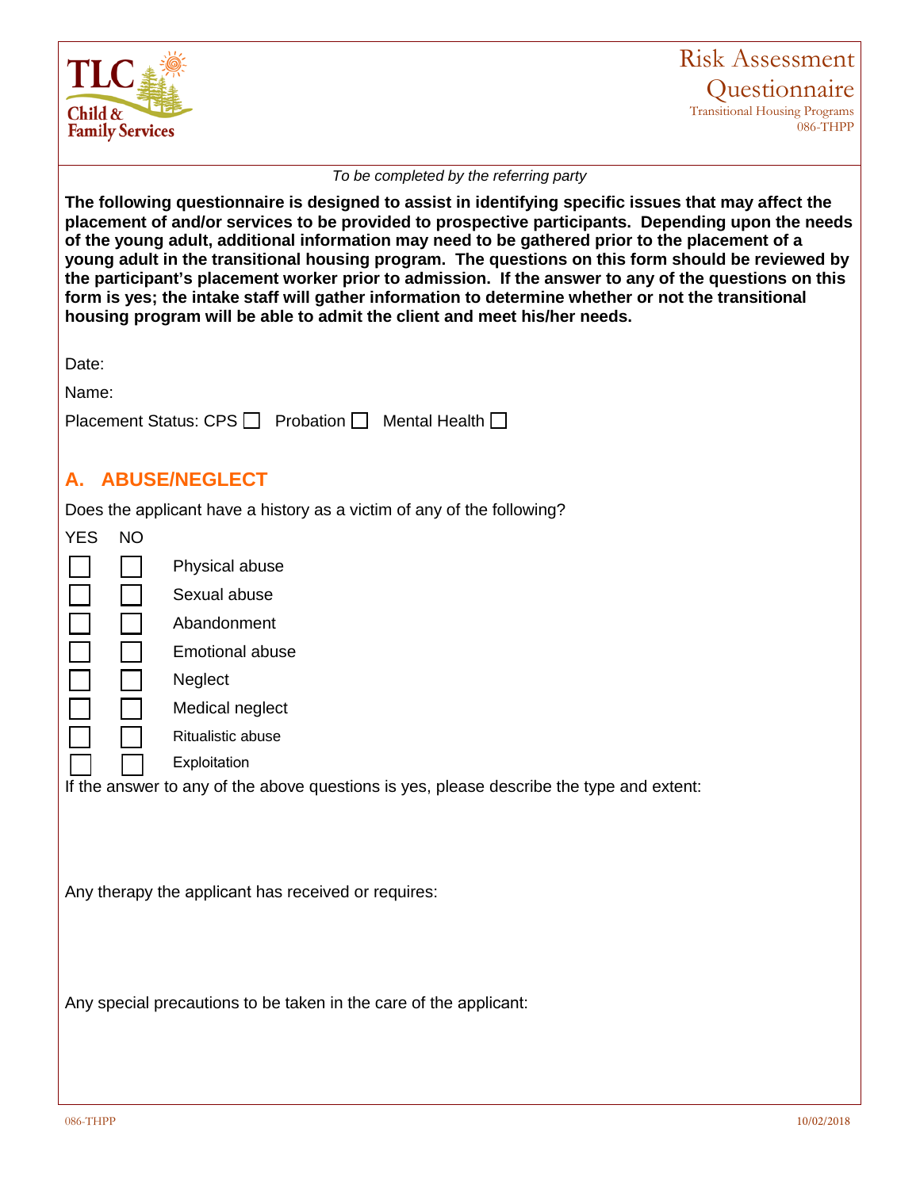TLC Child & Family Services

# Risk Assessment Questionnaire

Transitional Housing Programs
086-THPP

*To be completed by the referring party*

**The following questionnaire is designed to assist in identifying specific issues that may affect the placement of and/or services to be provided to prospective participants. Depending upon the needs of the young adult, additional information may need to be gathered prior to the placement of a young adult in the transitional housing program. The questions on this form should be reviewed by the participant's placement worker prior to admission. If the answer to any of the questions on this form is yes; the intake staff will gather information to determine whether or not the transitional housing program will be able to admit the client and meet his/her needs.**

Date:

Name:

Placement Status: CPS ☐ Probation ☐ Mental Health ☐

## A. ABUSE/NEGLECT

Does the applicant have a history as a victim of any of the following?

| YES | NO | |
|---|---|---|
| ☐ | ☐ | Physical abuse |
| ☐ | ☐ | Sexual abuse |
| ☐ | ☐ | Abandonment |
| ☐ | ☐ | Emotional abuse |
| ☐ | ☐ | Neglect |
| ☐ | ☐ | Medical neglect |
| ☐ | ☐ | Ritualistic abuse |
| ☐ | ☐ | Exploitation |

If the answer to any of the above questions is yes, please describe the type and extent:

Any therapy the applicant has received or requires:

Any special precautions to be taken in the care of the applicant: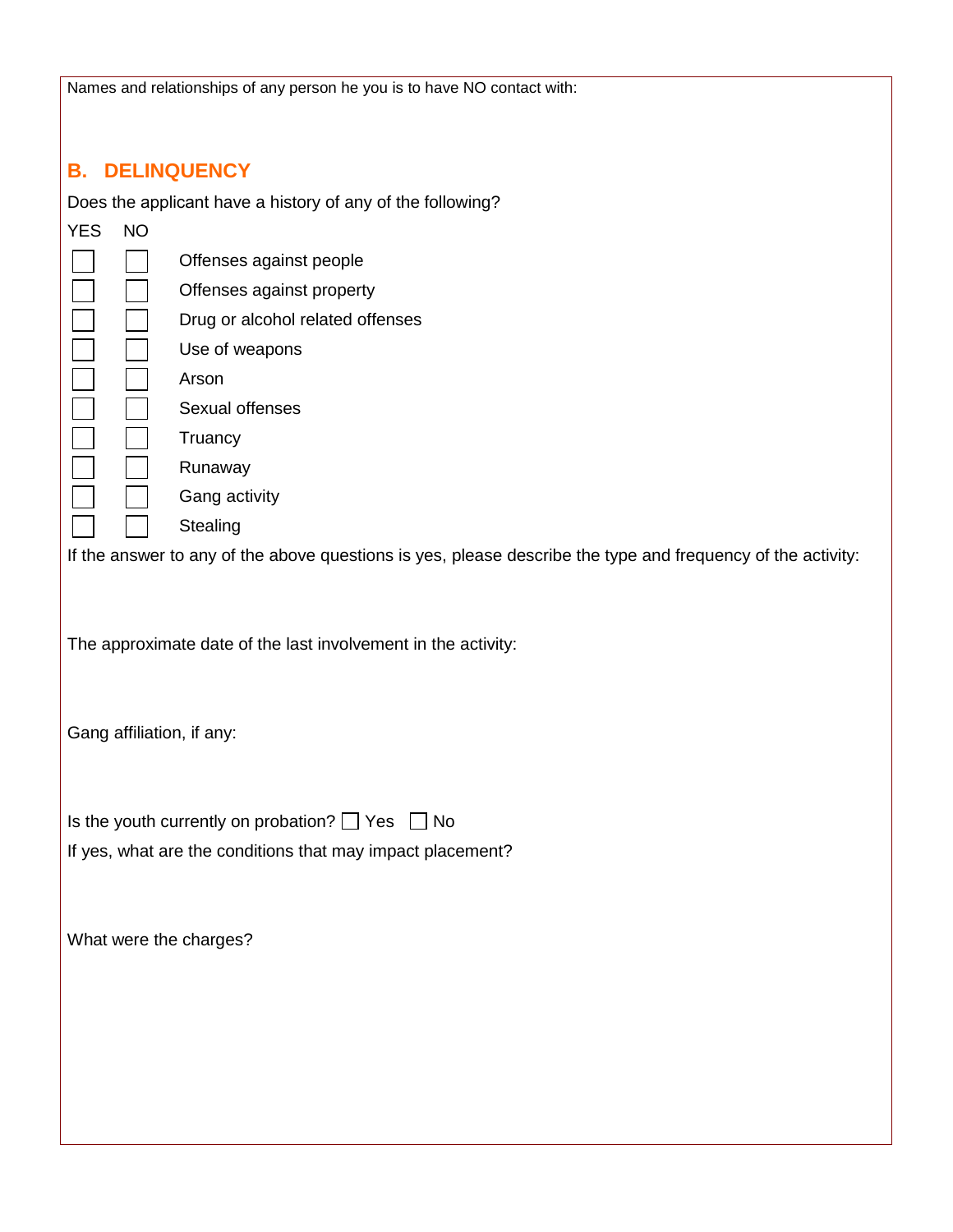Names and relationships of any person he you is to have NO contact with:

## B. DELINQUENCY

Does the applicant have a history of any of the following?

| YES | NO | |
|---|---|---|
| ☐ | ☐ | Offenses against people |
| ☐ | ☐ | Offenses against property |
| ☐ | ☐ | Drug or alcohol related offenses |
| ☐ | ☐ | Use of weapons |
| ☐ | ☐ | Arson |
| ☐ | ☐ | Sexual offenses |
| ☐ | ☐ | Truancy |
| ☐ | ☐ | Runaway |
| ☐ | ☐ | Gang activity |
| ☐ | ☐ | Stealing |

If the answer to any of the above questions is yes, please describe the type and frequency of the activity:

The approximate date of the last involvement in the activity:

Gang affiliation, if any:

Is the youth currently on probation? ☐ Yes ☐ No

If yes, what are the conditions that may impact placement?

What were the charges?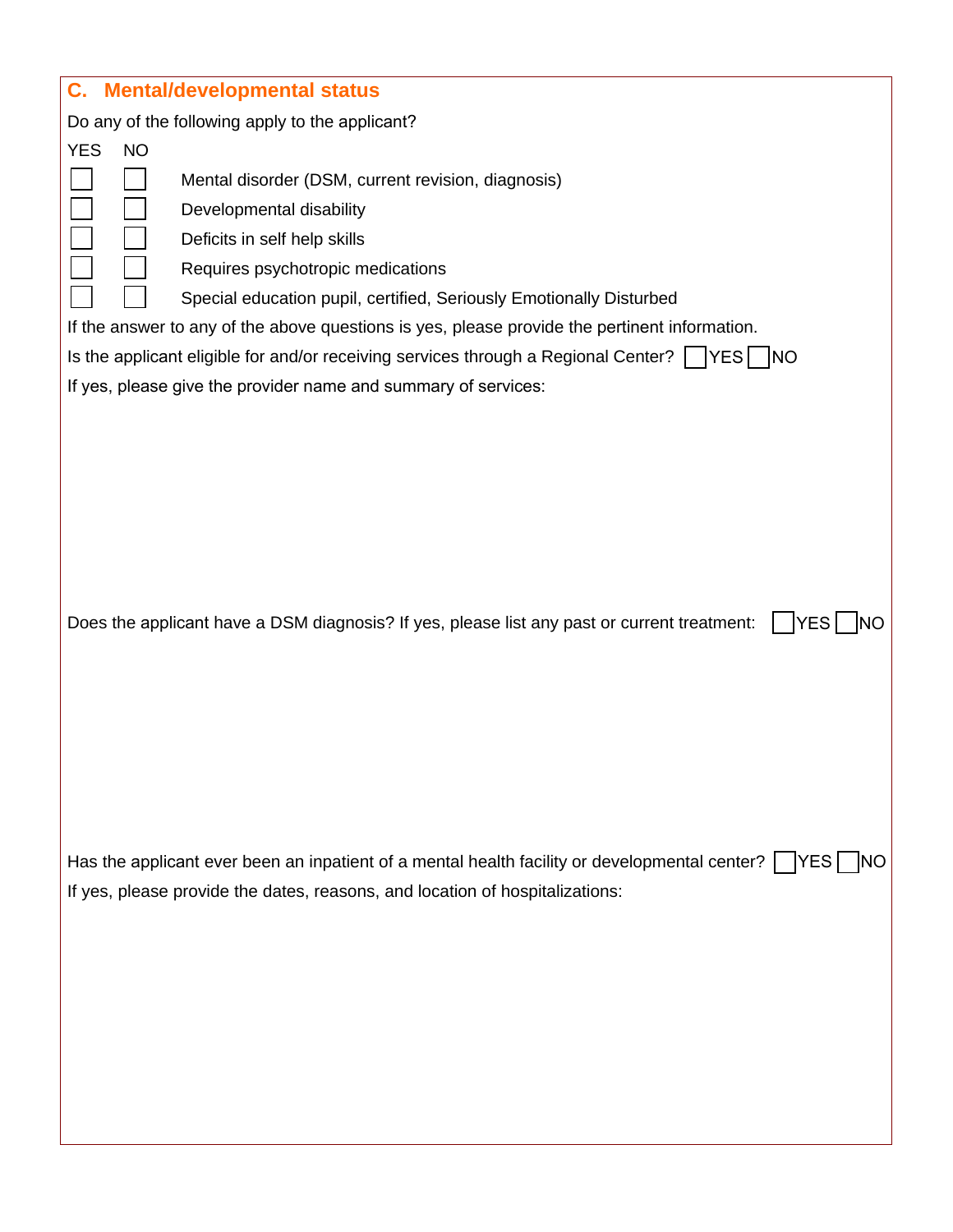## C. Mental/developmental status

Do any of the following apply to the applicant?

| YES | NO | |
|---|---|---|
| ☐ | ☐ | Mental disorder (DSM, current revision, diagnosis) |
| ☐ | ☐ | Developmental disability |
| ☐ | ☐ | Deficits in self help skills |
| ☐ | ☐ | Requires psychotropic medications |
| ☐ | ☐ | Special education pupil, certified, Seriously Emotionally Disturbed |

If the answer to any of the above questions is yes, please provide the pertinent information.

Is the applicant eligible for and/or receiving services through a Regional Center? ☐ YES ☐ NO

If yes, please give the provider name and summary of services:

Does the applicant have a DSM diagnosis? If yes, please list any past or current treatment: ☐ YES ☐ NO

Has the applicant ever been an inpatient of a mental health facility or developmental center? ☐ YES ☐ NO

If yes, please provide the dates, reasons, and location of hospitalizations: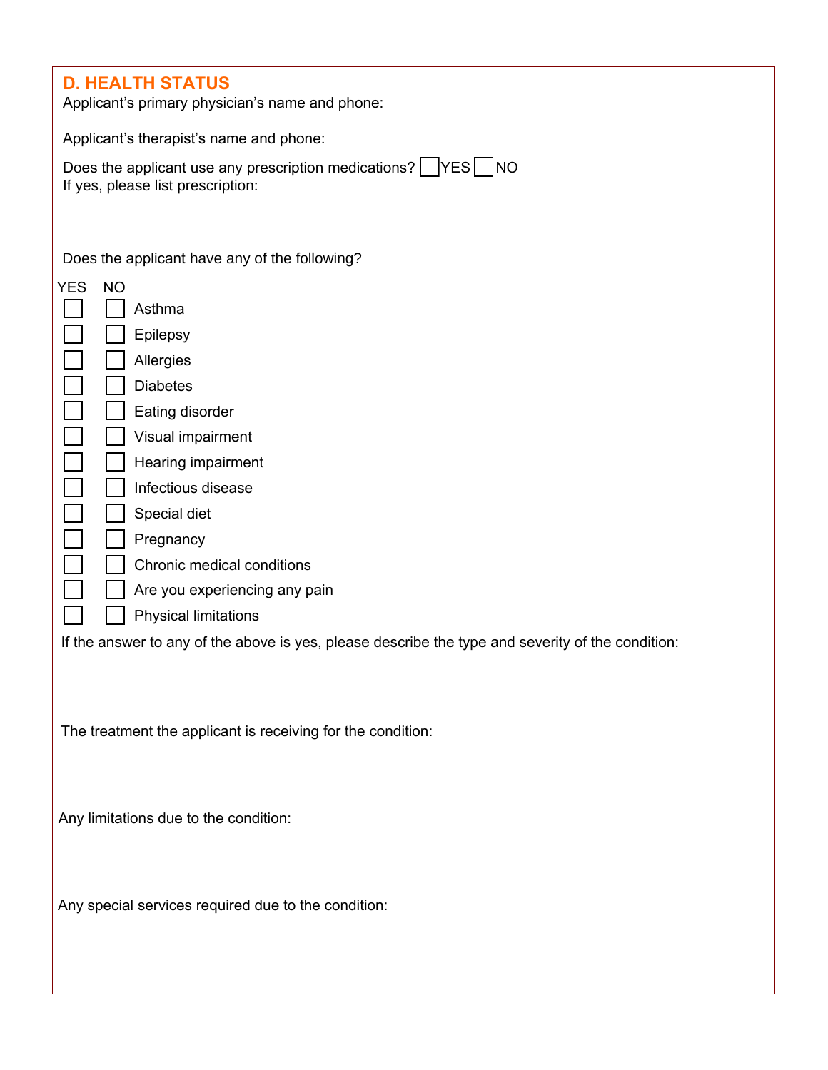## D. HEALTH STATUS

Applicant's primary physician's name and phone:

Applicant's therapist's name and phone:

Does the applicant use any prescription medications? ☐ YES ☐ NO
If yes, please list prescription:

Does the applicant have any of the following?

| YES | NO | |
|---|---|---|
| ☐ | ☐ | Asthma |
| ☐ | ☐ | Epilepsy |
| ☐ | ☐ | Allergies |
| ☐ | ☐ | Diabetes |
| ☐ | ☐ | Eating disorder |
| ☐ | ☐ | Visual impairment |
| ☐ | ☐ | Hearing impairment |
| ☐ | ☐ | Infectious disease |
| ☐ | ☐ | Special diet |
| ☐ | ☐ | Pregnancy |
| ☐ | ☐ | Chronic medical conditions |
| ☐ | ☐ | Are you experiencing any pain |
| ☐ | ☐ | Physical limitations |

If the answer to any of the above is yes, please describe the type and severity of the condition:

The treatment the applicant is receiving for the condition:

Any limitations due to the condition:

Any special services required due to the condition: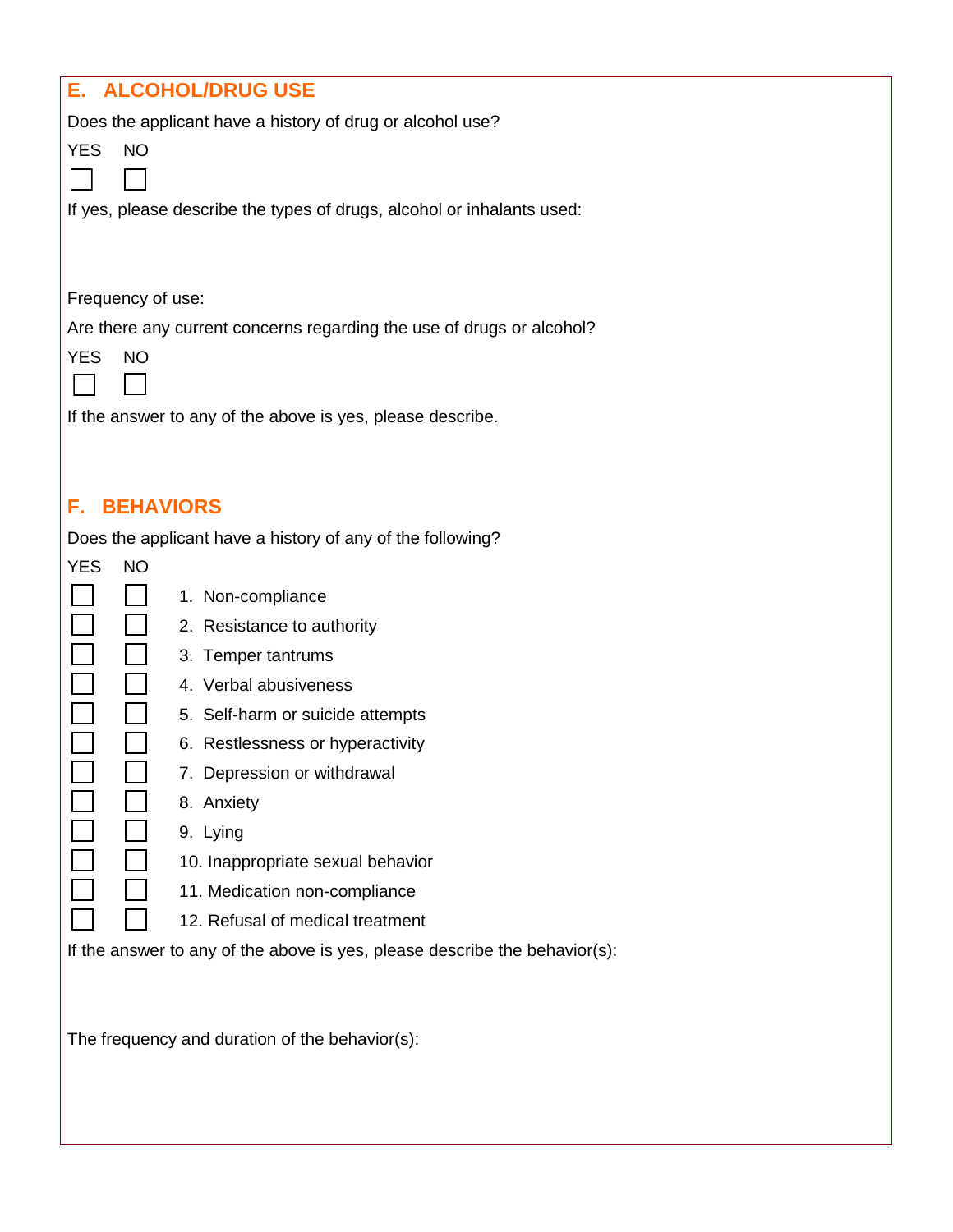## E. ALCOHOL/DRUG USE

Does the applicant have a history of drug or alcohol use?

YES ☐ NO ☐

If yes, please describe the types of drugs, alcohol or inhalants used:

Frequency of use:

Are there any current concerns regarding the use of drugs or alcohol?

YES ☐ NO ☐

If the answer to any of the above is yes, please describe.

## F. BEHAVIORS

Does the applicant have a history of any of the following?

| YES | NO | |
|---|---|---|
| ☐ | ☐ | 1. Non-compliance |
| ☐ | ☐ | 2. Resistance to authority |
| ☐ | ☐ | 3. Temper tantrums |
| ☐ | ☐ | 4. Verbal abusiveness |
| ☐ | ☐ | 5. Self-harm or suicide attempts |
| ☐ | ☐ | 6. Restlessness or hyperactivity |
| ☐ | ☐ | 7. Depression or withdrawal |
| ☐ | ☐ | 8. Anxiety |
| ☐ | ☐ | 9. Lying |
| ☐ | ☐ | 10. Inappropriate sexual behavior |
| ☐ | ☐ | 11. Medication non-compliance |
| ☐ | ☐ | 12. Refusal of medical treatment |

If the answer to any of the above is yes, please describe the behavior(s):

The frequency and duration of the behavior(s):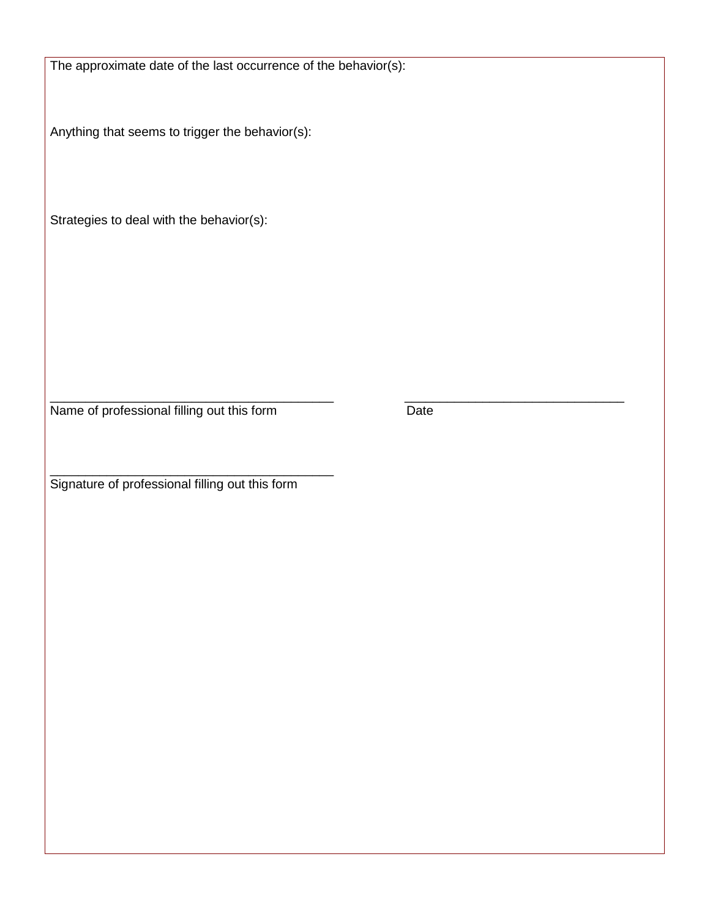The approximate date of the last occurrence of the behavior(s):

Anything that seems to trigger the behavior(s):

Strategies to deal with the behavior(s):

\_\_\_\_\_\_\_\_\_\_\_\_\_\_\_\_\_\_\_\_\_\_\_\_\_\_\_\_\_\_\_\_\_\_\_\_\_\_\_\_ \_\_\_\_\_\_\_\_\_\_\_\_\_\_\_\_\_\_\_\_\_\_\_\_\_\_\_\_\_\_\_

Name of professional filling out this form Date

\_\_\_\_\_\_\_\_\_\_\_\_\_\_\_\_\_\_\_\_\_\_\_\_\_\_\_\_\_\_\_\_\_\_\_\_\_\_\_\_

Signature of professional filling out this form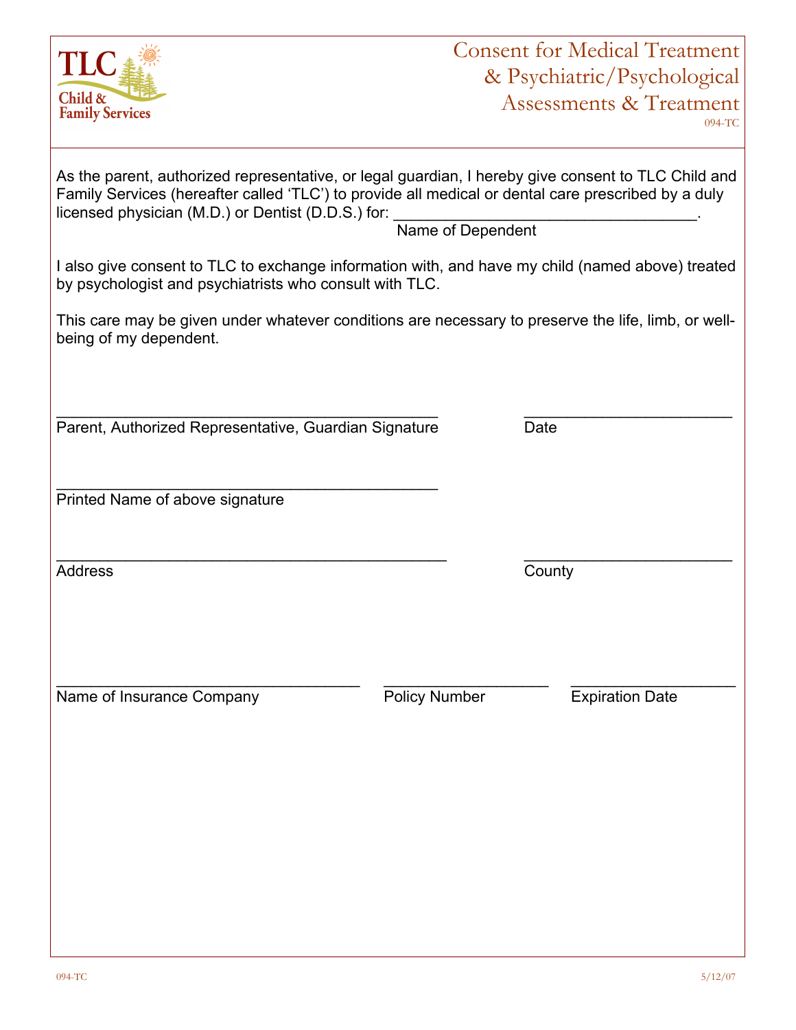TLC Child & Family Services

# Consent for Medical Treatment & Psychiatric/Psychological Assessments & Treatment

094-TC

As the parent, authorized representative, or legal guardian, I hereby give consent to TLC Child and Family Services (hereafter called 'TLC') to provide all medical or dental care prescribed by a duly licensed physician (M.D.) or Dentist (D.D.S.) for: ___________________________________.
Name of Dependent

I also give consent to TLC to exchange information with, and have my child (named above) treated by psychologist and psychiatrists who consult with TLC.

This care may be given under whatever conditions are necessary to preserve the life, limb, or well-being of my dependent.

_____________________________________________ Parent, Authorized Representative, Guardian Signature

________________________ Date

_____________________________________________ Printed Name of above signature

_____________________________________________ Address

________________________ County

___________________________________ Name of Insurance Company

___________________ Policy Number

____________________ Expiration Date

094-TC 5/12/07